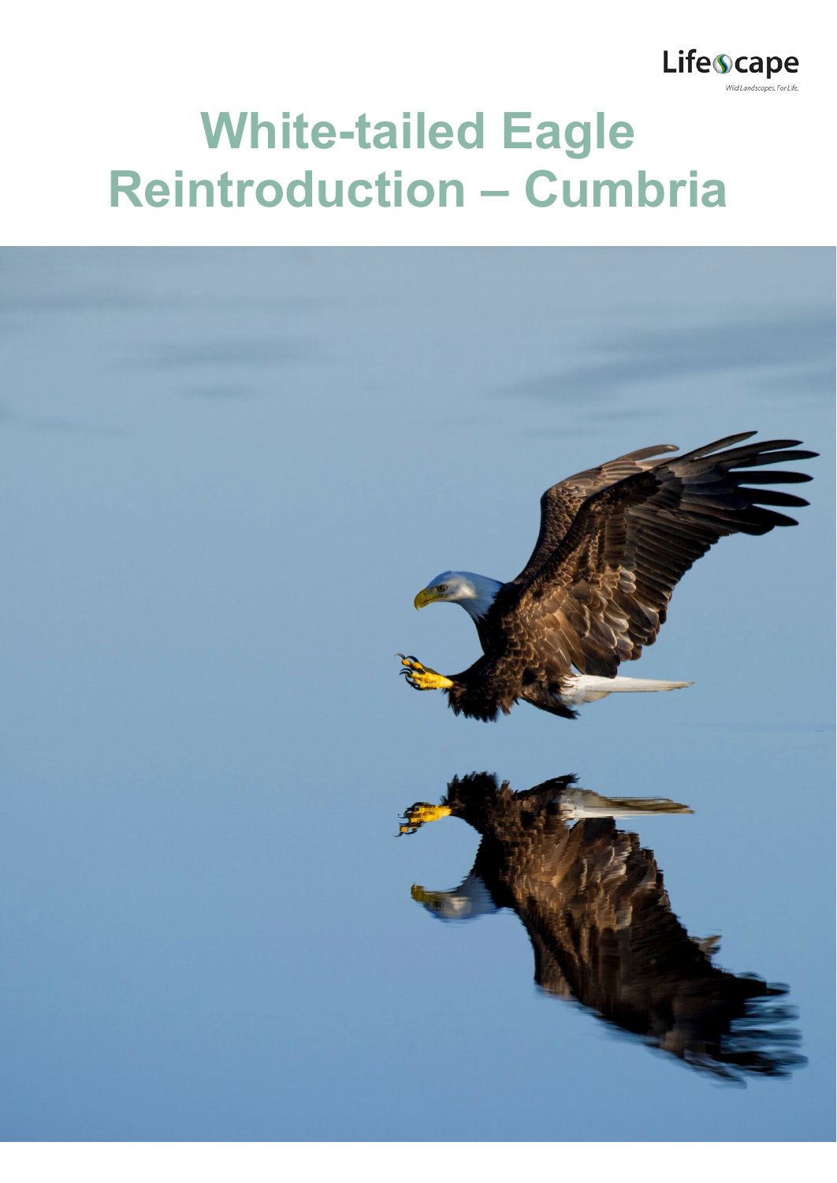Lifescape

*Wild Landscapes. For Life.*

# White-tailed Eagle Reintroduction – Cumbria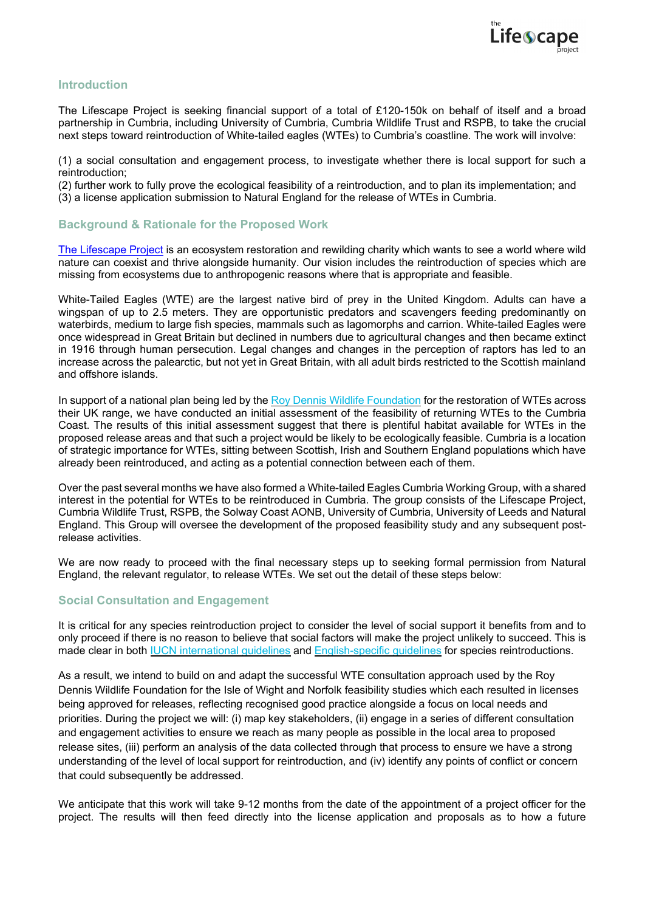## Introduction

The Lifescape Project is seeking financial support of a total of £120-150k on behalf of itself and a broad partnership in Cumbria, including University of Cumbria, Cumbria Wildlife Trust and RSPB, to take the crucial next steps toward reintroduction of White-tailed eagles (WTEs) to Cumbria's coastline. The work will involve:

(1) a social consultation and engagement process, to investigate whether there is local support for such a reintroduction;
(2) further work to fully prove the ecological feasibility of a reintroduction, and to plan its implementation; and
(3) a license application submission to Natural England for the release of WTEs in Cumbria.

## Background & Rationale for the Proposed Work

The Lifescape Project is an ecosystem restoration and rewilding charity which wants to see a world where wild nature can coexist and thrive alongside humanity. Our vision includes the reintroduction of species which are missing from ecosystems due to anthropogenic reasons where that is appropriate and feasible.

White-Tailed Eagles (WTE) are the largest native bird of prey in the United Kingdom. Adults can have a wingspan of up to 2.5 meters. They are opportunistic predators and scavengers feeding predominantly on waterbirds, medium to large fish species, mammals such as lagomorphs and carrion. White-tailed Eagles were once widespread in Great Britain but declined in numbers due to agricultural changes and then became extinct in 1916 through human persecution. Legal changes and changes in the perception of raptors has led to an increase across the palearctic, but not yet in Great Britain, with all adult birds restricted to the Scottish mainland and offshore islands.

In support of a national plan being led by the Roy Dennis Wildlife Foundation for the restoration of WTEs across their UK range, we have conducted an initial assessment of the feasibility of returning WTEs to the Cumbria Coast. The results of this initial assessment suggest that there is plentiful habitat available for WTEs in the proposed release areas and that such a project would be likely to be ecologically feasible. Cumbria is a location of strategic importance for WTEs, sitting between Scottish, Irish and Southern England populations which have already been reintroduced, and acting as a potential connection between each of them.

Over the past several months we have also formed a White-tailed Eagles Cumbria Working Group, with a shared interest in the potential for WTEs to be reintroduced in Cumbria. The group consists of the Lifescape Project, Cumbria Wildlife Trust, RSPB, the Solway Coast AONB, University of Cumbria, University of Leeds and Natural England. This Group will oversee the development of the proposed feasibility study and any subsequent post-release activities.

We are now ready to proceed with the final necessary steps up to seeking formal permission from Natural England, the relevant regulator, to release WTEs. We set out the detail of these steps below:

## Social Consultation and Engagement

It is critical for any species reintroduction project to consider the level of social support it benefits from and to only proceed if there is no reason to believe that social factors will make the project unlikely to succeed. This is made clear in both IUCN international guidelines and English-specific guidelines for species reintroductions.

As a result, we intend to build on and adapt the successful WTE consultation approach used by the Roy Dennis Wildlife Foundation for the Isle of Wight and Norfolk feasibility studies which each resulted in licenses being approved for releases, reflecting recognised good practice alongside a focus on local needs and priorities. During the project we will: (i) map key stakeholders, (ii) engage in a series of different consultation and engagement activities to ensure we reach as many people as possible in the local area to proposed release sites, (iii) perform an analysis of the data collected through that process to ensure we have a strong understanding of the level of local support for reintroduction, and (iv) identify any points of conflict or concern that could subsequently be addressed.

We anticipate that this work will take 9-12 months from the date of the appointment of a project officer for the project. The results will then feed directly into the license application and proposals as to how a future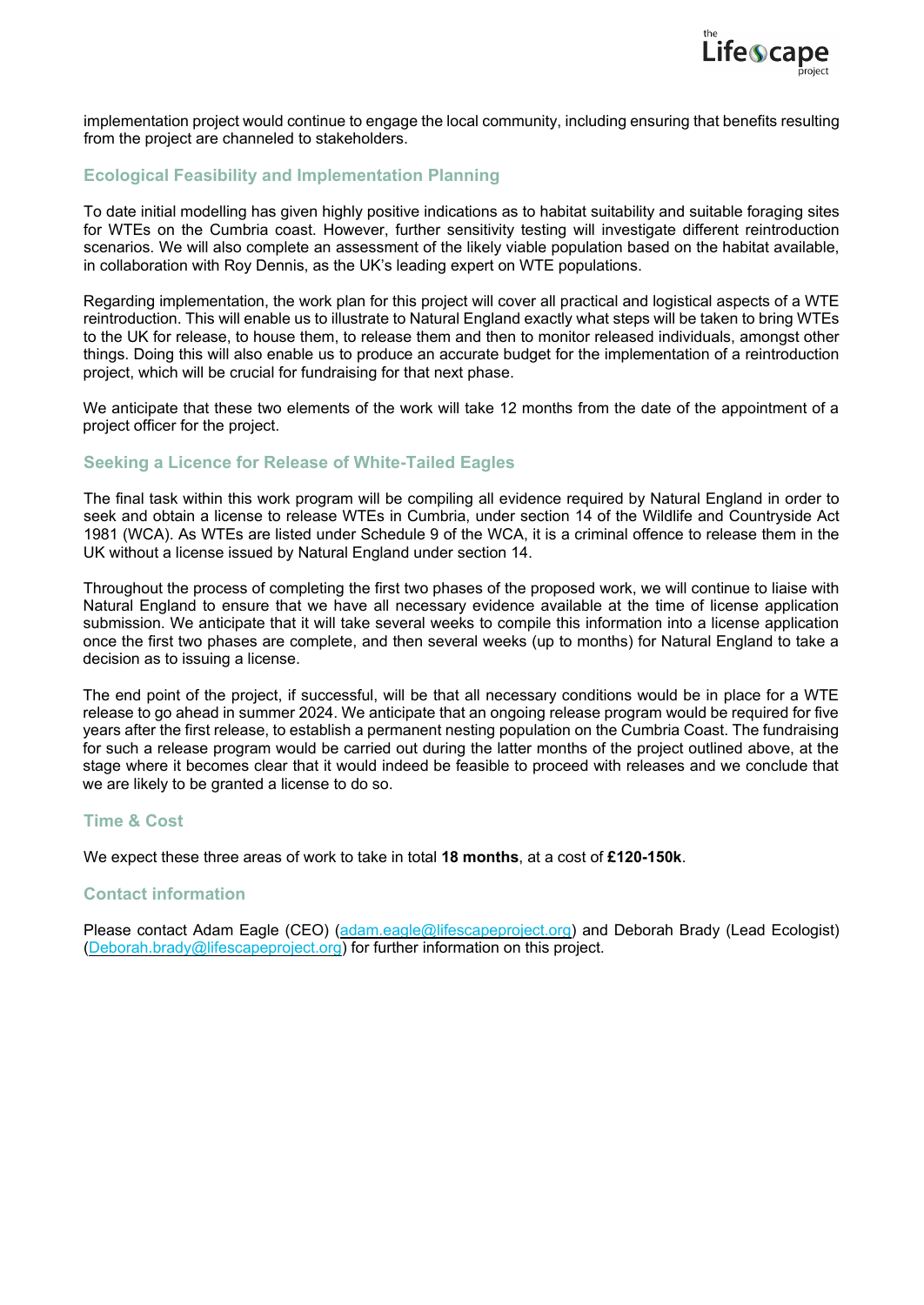implementation project would continue to engage the local community, including ensuring that benefits resulting from the project are channeled to stakeholders.

## Ecological Feasibility and Implementation Planning

To date initial modelling has given highly positive indications as to habitat suitability and suitable foraging sites for WTEs on the Cumbria coast. However, further sensitivity testing will investigate different reintroduction scenarios. We will also complete an assessment of the likely viable population based on the habitat available, in collaboration with Roy Dennis, as the UK's leading expert on WTE populations.

Regarding implementation, the work plan for this project will cover all practical and logistical aspects of a WTE reintroduction. This will enable us to illustrate to Natural England exactly what steps will be taken to bring WTEs to the UK for release, to house them, to release them and then to monitor released individuals, amongst other things. Doing this will also enable us to produce an accurate budget for the implementation of a reintroduction project, which will be crucial for fundraising for that next phase.

We anticipate that these two elements of the work will take 12 months from the date of the appointment of a project officer for the project.

## Seeking a Licence for Release of White-Tailed Eagles

The final task within this work program will be compiling all evidence required by Natural England in order to seek and obtain a license to release WTEs in Cumbria, under section 14 of the Wildlife and Countryside Act 1981 (WCA). As WTEs are listed under Schedule 9 of the WCA, it is a criminal offence to release them in the UK without a license issued by Natural England under section 14.

Throughout the process of completing the first two phases of the proposed work, we will continue to liaise with Natural England to ensure that we have all necessary evidence available at the time of license application submission. We anticipate that it will take several weeks to compile this information into a license application once the first two phases are complete, and then several weeks (up to months) for Natural England to take a decision as to issuing a license.

The end point of the project, if successful, will be that all necessary conditions would be in place for a WTE release to go ahead in summer 2024. We anticipate that an ongoing release program would be required for five years after the first release, to establish a permanent nesting population on the Cumbria Coast. The fundraising for such a release program would be carried out during the latter months of the project outlined above, at the stage where it becomes clear that it would indeed be feasible to proceed with releases and we conclude that we are likely to be granted a license to do so.

## Time & Cost

We expect these three areas of work to take in total **18 months**, at a cost of **£120-150k**.

## Contact information

Please contact Adam Eagle (CEO) (adam.eagle@lifescapeproject.org) and Deborah Brady (Lead Ecologist) (Deborah.brady@lifescapeproject.org) for further information on this project.